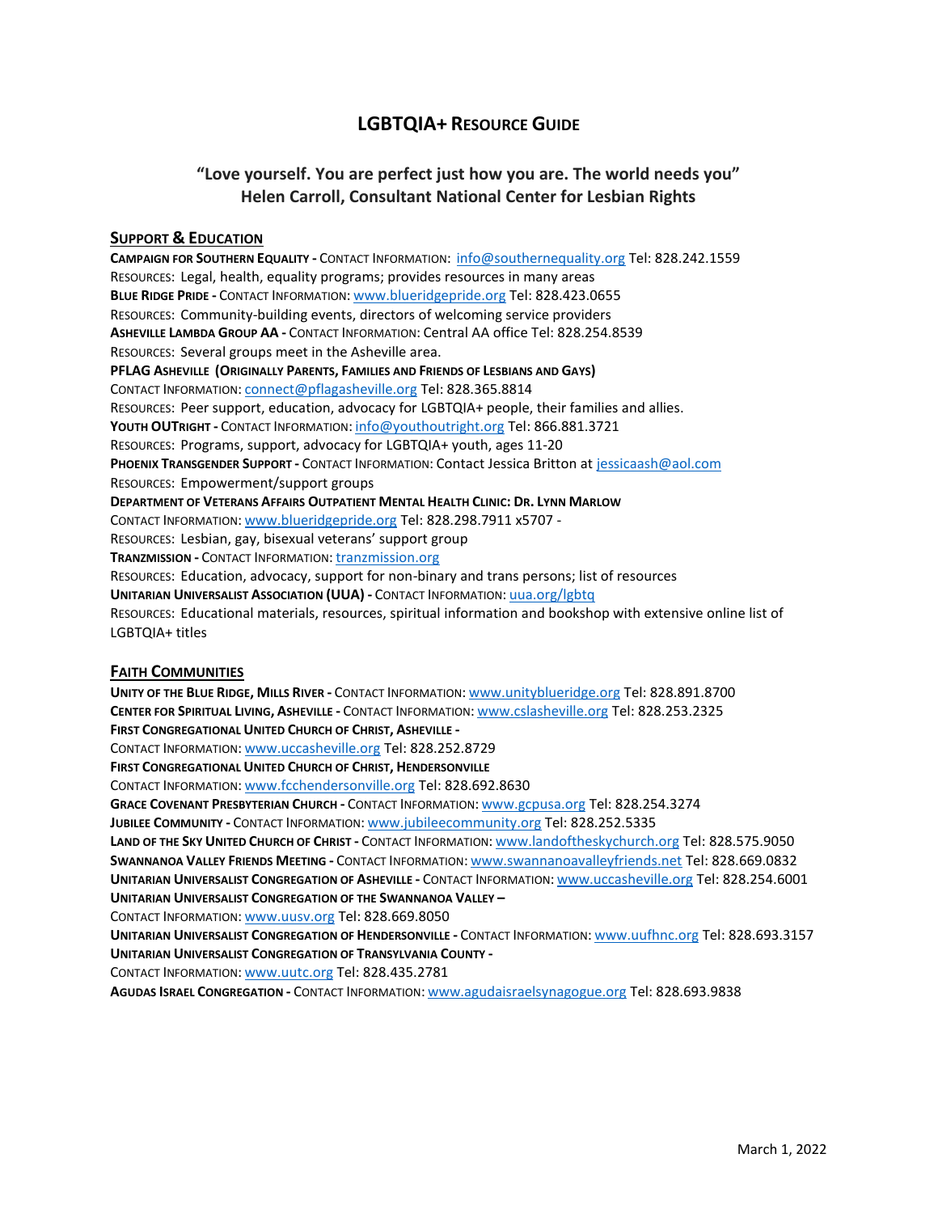# LGBTQIA+ Resource Guide

**"Love yourself. You are perfect just how you are. The world needs you"**
**Helen Carroll, Consultant National Center for Lesbian Rights**

## Support & Education

**Campaign for Southern Equality -** Contact Information: info@southernequality.org Tel: 828.242.1559
Resources: Legal, health, equality programs; provides resources in many areas

**Blue Ridge Pride -** Contact Information: www.blueridgepride.org Tel: 828.423.0655
Resources: Community-building events, directors of welcoming service providers

**Asheville Lambda Group AA -** Contact Information: Central AA office Tel: 828.254.8539
Resources: Several groups meet in the Asheville area.

**PFLAG Asheville (Originally Parents, Families and Friends of Lesbians and Gays)**
Contact Information: connect@pflagasheville.org Tel: 828.365.8814
Resources: Peer support, education, advocacy for LGBTQIA+ people, their families and allies.

**Youth OUTright -** Contact Information: info@youthoutright.org Tel: 866.881.3721
Resources: Programs, support, advocacy for LGBTQIA+ youth, ages 11-20

**Phoenix Transgender Support -** Contact Information: Contact Jessica Britton at jessicaash@aol.com
Resources: Empowerment/support groups

**Department of Veterans Affairs Outpatient Mental Health Clinic: Dr. Lynn Marlow**
Contact Information: www.blueridgepride.org Tel: 828.298.7911 x5707 -
Resources: Lesbian, gay, bisexual veterans' support group

**Tranzmission -** Contact Information: tranzmission.org
Resources: Education, advocacy, support for non-binary and trans persons; list of resources

**Unitarian Universalist Association (UUA) -** Contact Information: uua.org/lgbtq
Resources: Educational materials, resources, spiritual information and bookshop with extensive online list of LGBTQIA+ titles

## Faith Communities

**Unity of the Blue Ridge, Mills River -** Contact Information: www.unityblueridge.org Tel: 828.891.8700

**Center for Spiritual Living, Asheville -** Contact Information: www.cslasheville.org Tel: 828.253.2325

**First Congregational United Church of Christ, Asheville -**
Contact Information: www.uccasheville.org Tel: 828.252.8729

**First Congregational United Church of Christ, Hendersonville**
Contact Information: www.fcchendersonville.org Tel: 828.692.8630

**Grace Covenant Presbyterian Church -** Contact Information: www.gcpusa.org Tel: 828.254.3274

**Jubilee Community -** Contact Information: www.jubileecommunity.org Tel: 828.252.5335

**Land of the Sky United Church of Christ -** Contact Information: www.landoftheskychurch.org Tel: 828.575.9050

**Swannanoa Valley Friends Meeting -** Contact Information: www.swannanoavalleyfriends.net Tel: 828.669.0832

**Unitarian Universalist Congregation of Asheville -** Contact Information: www.uccasheville.org Tel: 828.254.6001

**Unitarian Universalist Congregation of the Swannanoa Valley –**
Contact Information: www.uusv.org Tel: 828.669.8050

**Unitarian Universalist Congregation of Hendersonville -** Contact Information: www.uufhnc.org Tel: 828.693.3157

**Unitarian Universalist Congregation of Transylvania County -**
Contact Information: www.uutc.org Tel: 828.435.2781

**Agudas Israel Congregation -** Contact Information: www.agudaisraelsynagogue.org Tel: 828.693.9838

March 1, 2022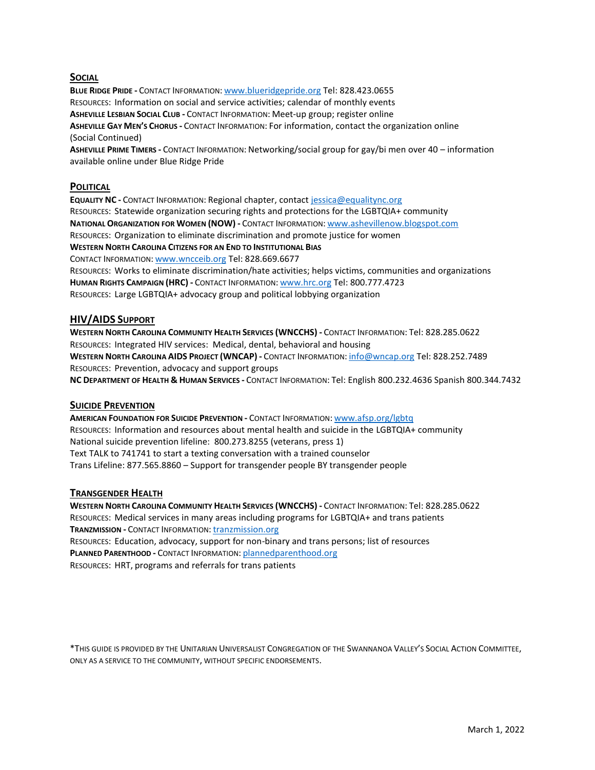## Social

**Blue Ridge Pride -** Contact Information: www.blueridgepride.org Tel: 828.423.0655
Resources: Information on social and service activities; calendar of monthly events
**Asheville Lesbian Social Club -** Contact Information: Meet-up group; register online
**Asheville Gay Men's Chorus -** Contact Information: For information, contact the organization online
(Social Continued)
**Asheville Prime Timers -** Contact Information: Networking/social group for gay/bi men over 40 – information available online under Blue Ridge Pride

## Political

**Equality NC -** Contact Information: Regional chapter, contact jessica@equalitync.org
Resources: Statewide organization securing rights and protections for the LGBTQIA+ community
**National Organization for Women (NOW) -** Contact Information: www.ashevillenow.blogspot.com
Resources: Organization to eliminate discrimination and promote justice for women
**Western North Carolina Citizens for an End to Institutional Bias**
Contact Information: www.wncceib.org Tel: 828.669.6677
Resources: Works to eliminate discrimination/hate activities; helps victims, communities and organizations
**Human Rights Campaign (HRC) -** Contact Information: www.hrc.org Tel: 800.777.4723
Resources: Large LGBTQIA+ advocacy group and political lobbying organization

## HIV/AIDS Support

**Western North Carolina Community Health Services (WNCCHS) -** Contact Information: Tel: 828.285.0622
Resources: Integrated HIV services: Medical, dental, behavioral and housing
**Western North Carolina AIDS Project (WNCAP) -** Contact Information: info@wncap.org Tel: 828.252.7489
Resources: Prevention, advocacy and support groups
**NC Department of Health & Human Services -** Contact Information: Tel: English 800.232.4636 Spanish 800.344.7432

## Suicide Prevention

**American Foundation for Suicide Prevention -** Contact Information: www.afsp.org/lgbtq
Resources: Information and resources about mental health and suicide in the LGBTQIA+ community
National suicide prevention lifeline: 800.273.8255 (veterans, press 1)
Text TALK to 741741 to start a texting conversation with a trained counselor
Trans Lifeline: 877.565.8860 – Support for transgender people BY transgender people

## Transgender Health

**Western North Carolina Community Health Services (WNCCHS) -** Contact Information: Tel: 828.285.0622
Resources: Medical services in many areas including programs for LGBTQIA+ and trans patients
**Tranzmission -** Contact Information: tranzmission.org
Resources: Education, advocacy, support for non-binary and trans persons; list of resources
**Planned Parenthood -** Contact Information: plannedparenthood.org
Resources: HRT, programs and referrals for trans patients

*This guide is provided by the Unitarian Universalist Congregation of the Swannanoa Valley's Social Action Committee, only as a service to the community, without specific endorsements.

March 1, 2022